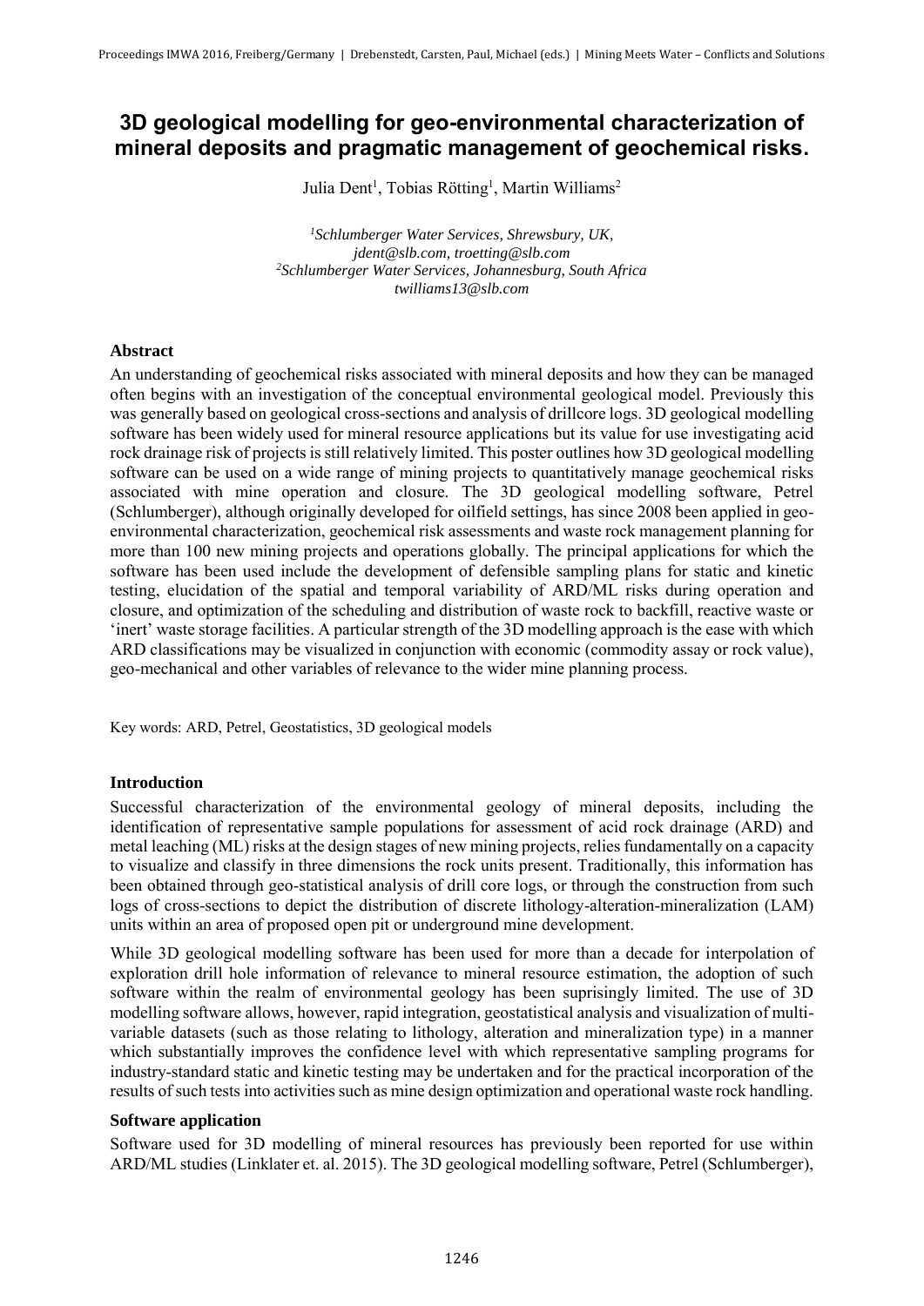# 3D geological modelling for geo-environmental characterization of mineral deposits and pragmatic management of geochemical risks.

Julia Dent[1], Tobias Rötting[1], Martin Williams[2]

[1]*Schlumberger Water Services, Shrewsbury, UK, jdent@slb.com, troetting@slb.com*
[2]*Schlumberger Water Services, Johannesburg, South Africa twilliams13@slb.com*

## Abstract

An understanding of geochemical risks associated with mineral deposits and how they can be managed often begins with an investigation of the conceptual environmental geological model. Previously this was generally based on geological cross-sections and analysis of drillcore logs. 3D geological modelling software has been widely used for mineral resource applications but its value for use investigating acid rock drainage risk of projects is still relatively limited. This poster outlines how 3D geological modelling software can be used on a wide range of mining projects to quantitatively manage geochemical risks associated with mine operation and closure. The 3D geological modelling software, Petrel (Schlumberger), although originally developed for oilfield settings, has since 2008 been applied in geo-environmental characterization, geochemical risk assessments and waste rock management planning for more than 100 new mining projects and operations globally. The principal applications for which the software has been used include the development of defensible sampling plans for static and kinetic testing, elucidation of the spatial and temporal variability of ARD/ML risks during operation and closure, and optimization of the scheduling and distribution of waste rock to backfill, reactive waste or 'inert' waste storage facilities. A particular strength of the 3D modelling approach is the ease with which ARD classifications may be visualized in conjunction with economic (commodity assay or rock value), geo-mechanical and other variables of relevance to the wider mine planning process.

Key words: ARD, Petrel, Geostatistics, 3D geological models

## Introduction

Successful characterization of the environmental geology of mineral deposits, including the identification of representative sample populations for assessment of acid rock drainage (ARD) and metal leaching (ML) risks at the design stages of new mining projects, relies fundamentally on a capacity to visualize and classify in three dimensions the rock units present. Traditionally, this information has been obtained through geo-statistical analysis of drill core logs, or through the construction from such logs of cross-sections to depict the distribution of discrete lithology-alteration-mineralization (LAM) units within an area of proposed open pit or underground mine development.

While 3D geological modelling software has been used for more than a decade for interpolation of exploration drill hole information of relevance to mineral resource estimation, the adoption of such software within the realm of environmental geology has been suprisingly limited. The use of 3D modelling software allows, however, rapid integration, geostatistical analysis and visualization of multi-variable datasets (such as those relating to lithology, alteration and mineralization type) in a manner which substantially improves the confidence level with which representative sampling programs for industry-standard static and kinetic testing may be undertaken and for the practical incorporation of the results of such tests into activities such as mine design optimization and operational waste rock handling.

## Software application

Software used for 3D modelling of mineral resources has previously been reported for use within ARD/ML studies (Linklater et. al. 2015). The 3D geological modelling software, Petrel (Schlumberger),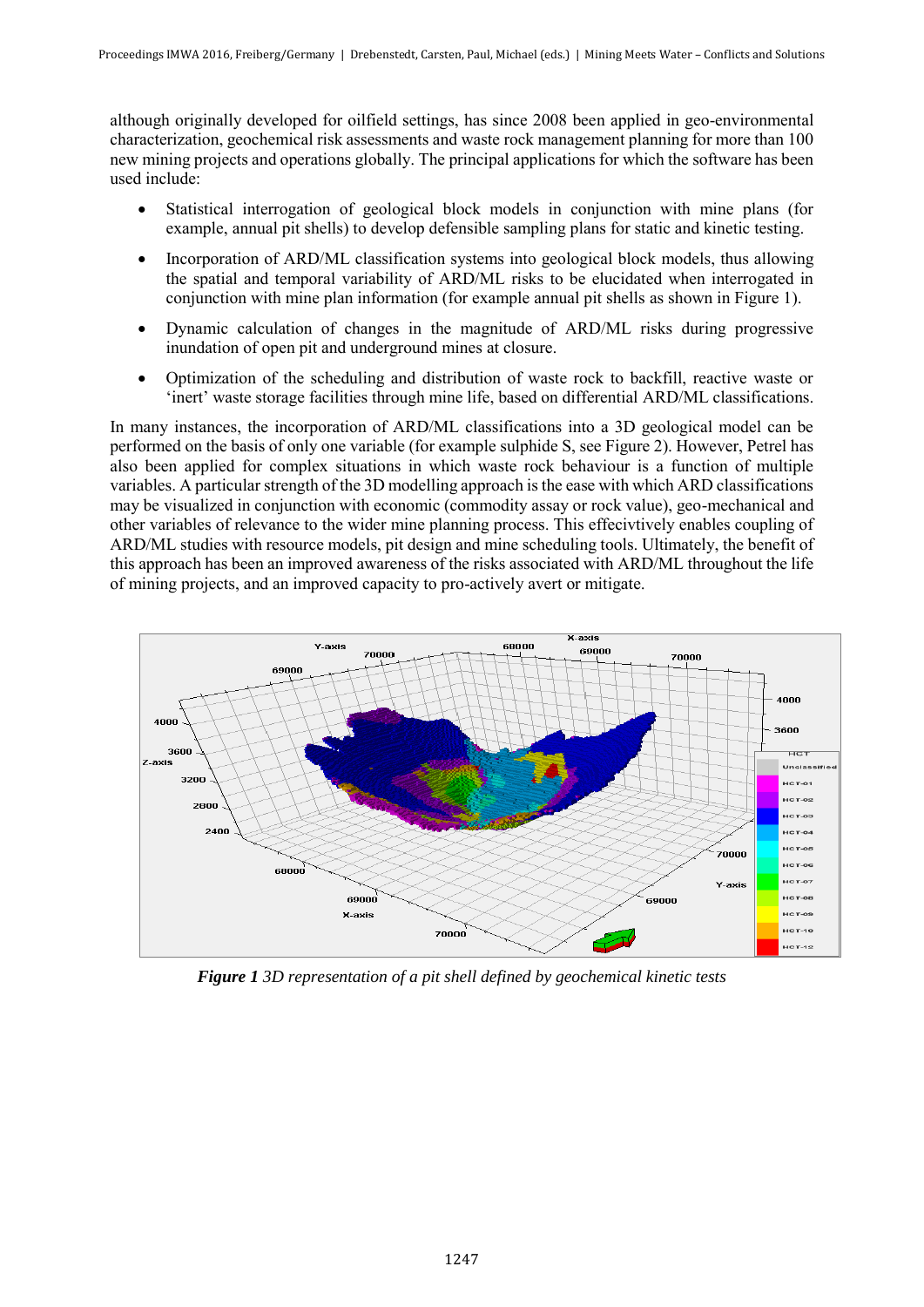although originally developed for oilfield settings, has since 2008 been applied in geo-environmental characterization, geochemical risk assessments and waste rock management planning for more than 100 new mining projects and operations globally. The principal applications for which the software has been used include:

- Statistical interrogation of geological block models in conjunction with mine plans (for example, annual pit shells) to develop defensible sampling plans for static and kinetic testing.
- Incorporation of ARD/ML classification systems into geological block models, thus allowing the spatial and temporal variability of ARD/ML risks to be elucidated when interrogated in conjunction with mine plan information (for example annual pit shells as shown in Figure 1).
- Dynamic calculation of changes in the magnitude of ARD/ML risks during progressive inundation of open pit and underground mines at closure.
- Optimization of the scheduling and distribution of waste rock to backfill, reactive waste or 'inert' waste storage facilities through mine life, based on differential ARD/ML classifications.

In many instances, the incorporation of ARD/ML classifications into a 3D geological model can be performed on the basis of only one variable (for example sulphide S, see Figure 2). However, Petrel has also been applied for complex situations in which waste rock behaviour is a function of multiple variables. A particular strength of the 3D modelling approach is the ease with which ARD classifications may be visualized in conjunction with economic (commodity assay or rock value), geo-mechanical and other variables of relevance to the wider mine planning process. This effecivtively enables coupling of ARD/ML studies with resource models, pit design and mine scheduling tools. Ultimately, the benefit of this approach has been an improved awareness of the risks associated with ARD/ML throughout the life of mining projects, and an improved capacity to pro-actively avert or mitigate.

***Figure 1*** *3D representation of a pit shell defined by geochemical kinetic tests*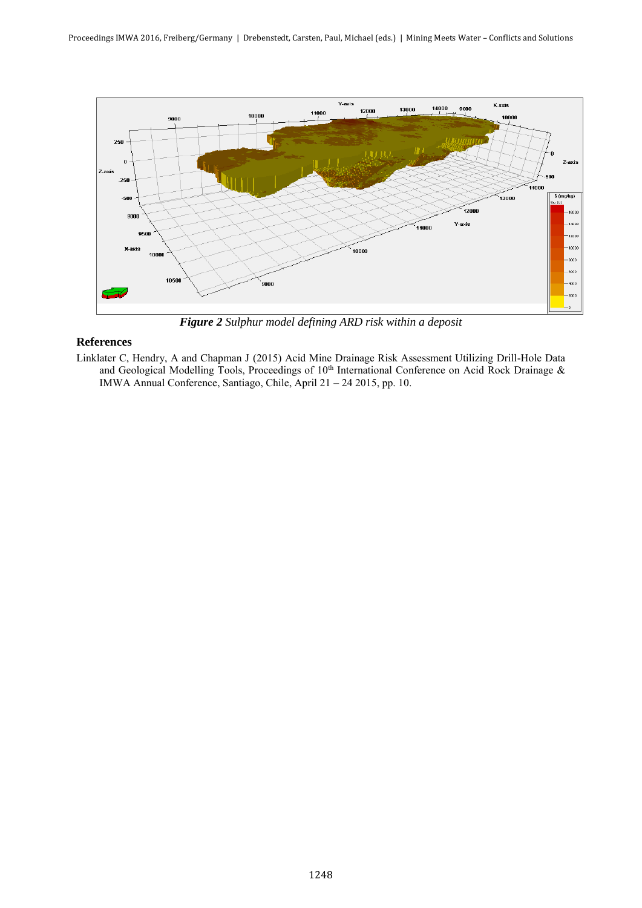Y-axis
9000
10000
11000
12000
13000
14000
X-axis
9000
10000
250
0
Z-axis
-250
-500
0
Z-axis
-500
14000
13000
12000
Y-axis
11000
10000
9000
9000
9500
X-axis
10000
10500
S (mg/kg)
18000
14000
12000
10000
8000
6000
4000
2000
0

***Figure 2*** *Sulphur model defining ARD risk within a deposit*

## References

Linklater C, Hendry, A and Chapman J (2015) Acid Mine Drainage Risk Assessment Utilizing Drill-Hole Data and Geological Modelling Tools, Proceedings of 10th International Conference on Acid Rock Drainage & IMWA Annual Conference, Santiago, Chile, April 21 – 24 2015, pp. 10.